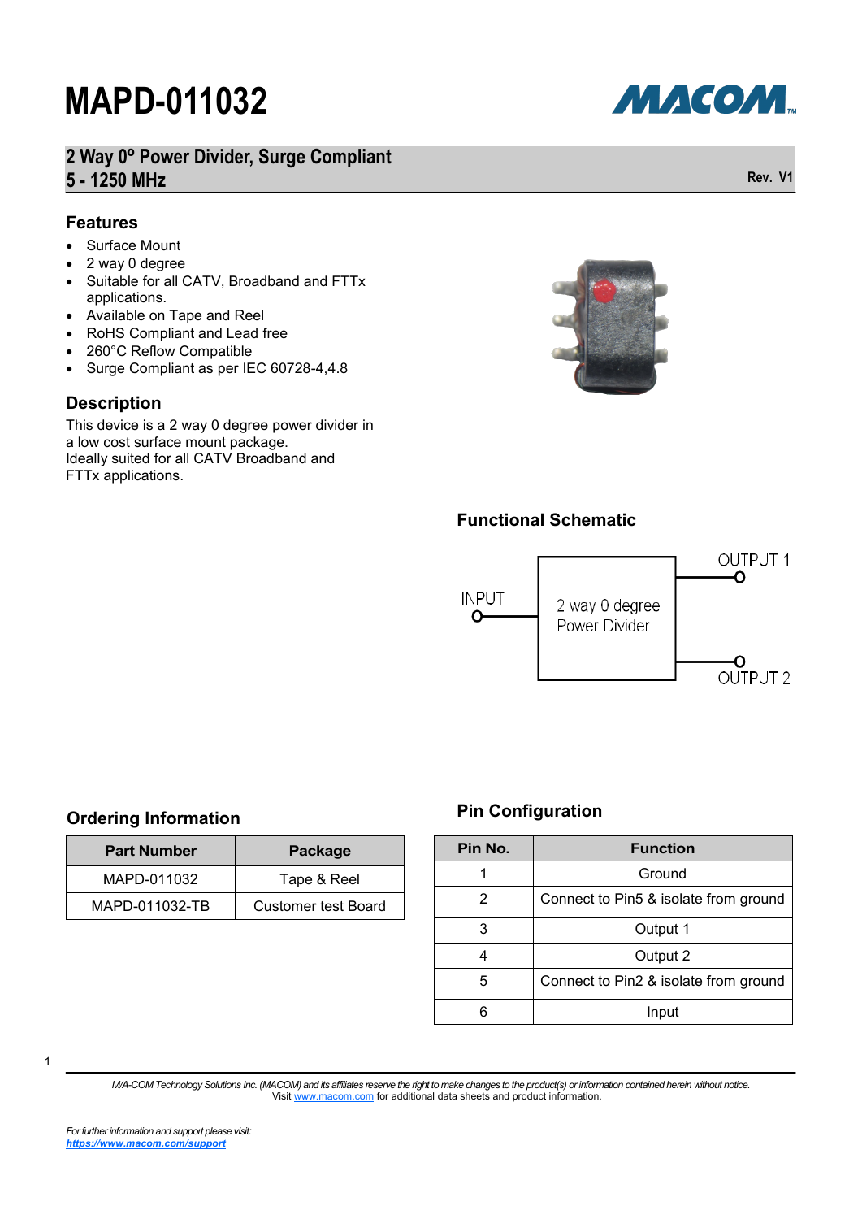# MAPD-011032

## 2 Way 0º Power Divider, Surge Compliant
## 5 - 1250 MHz

Rev. V1

### Features

- Surface Mount
- 2 way 0 degree
- Suitable for all CATV, Broadband and FTTx applications.
- Available on Tape and Reel
- RoHS Compliant and Lead free
- 260°C Reflow Compatible
- Surge Compliant as per IEC 60728-4,4.8

### Description

This device is a 2 way 0 degree power divider in a low cost surface mount package.
Ideally suited for all CATV Broadband and FTTx applications.

### Functional Schematic

INPUT — 2 way 0 degree Power Divider — OUTPUT 1, OUTPUT 2

### Ordering Information

| Part Number | Package |
|---|---|
| MAPD-011032 | Tape & Reel |
| MAPD-011032-TB | Customer test Board |

### Pin Configuration

| Pin No. | Function |
|---|---|
| 1 | Ground |
| 2 | Connect to Pin5 & isolate from ground |
| 3 | Output 1 |
| 4 | Output 2 |
| 5 | Connect to Pin2 & isolate from ground |
| 6 | Input |

*M/A-COM Technology Solutions Inc. (MACOM) and its affiliates reserve the right to make changes to the product(s) or information contained herein without notice.*
Visit www.macom.com for additional data sheets and product information.

*For further information and support please visit:*
***https://www.macom.com/support***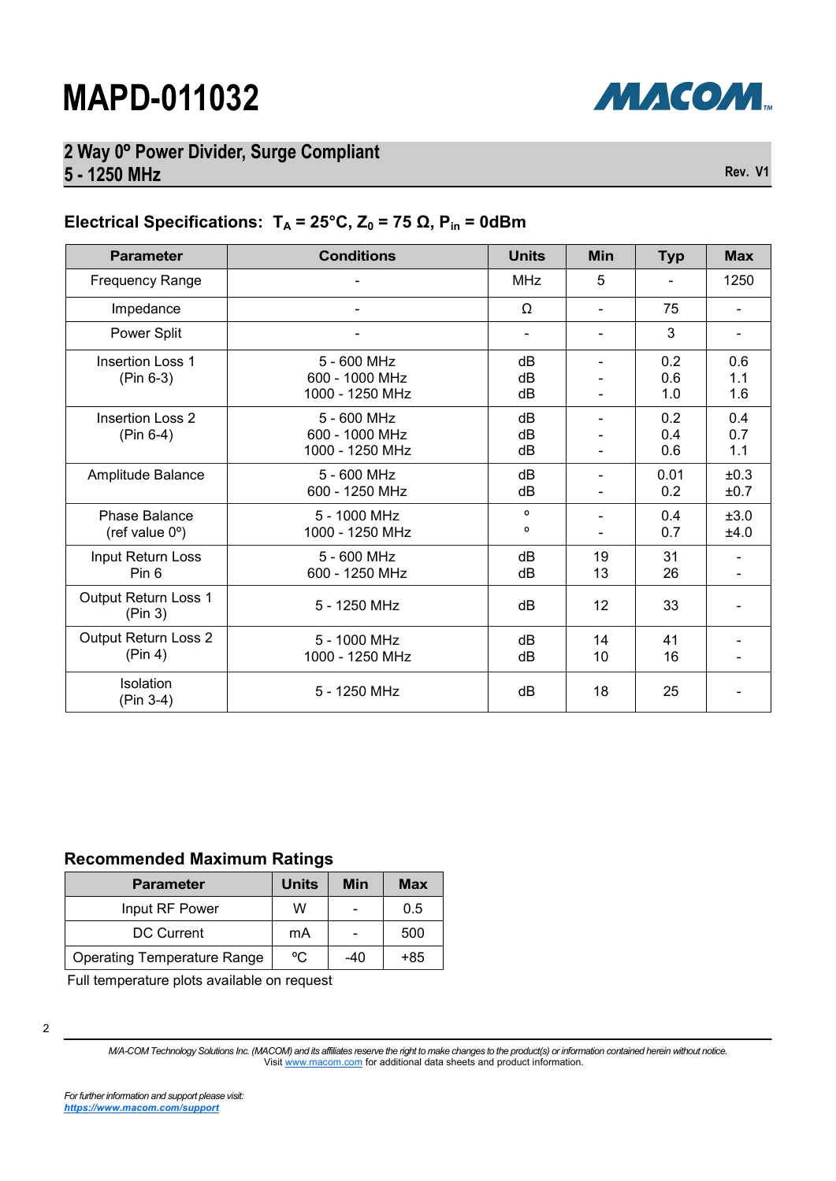# MAPD-011032

## 2 Way 0º Power Divider, Surge Compliant 5 - 1250 MHz

Rev. V1

### Electrical Specifications: $T_A$ = 25°C, $Z_0$ = 75 Ω, $P_{in}$ = 0dBm

| Parameter | Conditions | Units | Min | Typ | Max |
|---|---|---|---|---|---|
| Frequency Range | - | MHz | 5 | - | 1250 |
| Impedance | - | Ω | - | 75 | - |
| Power Split | - | - | - | 3 | - |
| Insertion Loss 1 (Pin 6-3) | 5 - 600 MHz<br>600 - 1000 MHz<br>1000 - 1250 MHz | dB<br>dB<br>dB | -<br>-<br>- | 0.2<br>0.6<br>1.0 | 0.6<br>1.1<br>1.6 |
| Insertion Loss 2 (Pin 6-4) | 5 - 600 MHz<br>600 - 1000 MHz<br>1000 - 1250 MHz | dB<br>dB<br>dB | -<br>-<br>- | 0.2<br>0.4<br>0.6 | 0.4<br>0.7<br>1.1 |
| Amplitude Balance | 5 - 600 MHz<br>600 - 1250 MHz | dB<br>dB | -<br>- | 0.01<br>0.2 | ±0.3<br>±0.7 |
| Phase Balance (ref value 0º) | 5 - 1000 MHz<br>1000 - 1250 MHz | º<br>º | -<br>- | 0.4<br>0.7 | ±3.0<br>±4.0 |
| Input Return Loss Pin 6 | 5 - 600 MHz<br>600 - 1250 MHz | dB<br>dB | 19<br>13 | 31<br>26 | -<br>- |
| Output Return Loss 1 (Pin 3) | 5 - 1250 MHz | dB | 12 | 33 | - |
| Output Return Loss 2 (Pin 4) | 5 - 1000 MHz<br>1000 - 1250 MHz | dB<br>dB | 14<br>10 | 41<br>16 | -<br>- |
| Isolation (Pin 3-4) | 5 - 1250 MHz | dB | 18 | 25 | - |

### Recommended Maximum Ratings

| Parameter | Units | Min | Max |
|---|---|---|---|
| Input RF Power | W | - | 0.5 |
| DC Current | mA | - | 500 |
| Operating Temperature Range | °C | -40 | +85 |

Full temperature plots available on request

*M/A-COM Technology Solutions Inc. (MACOM) and its affiliates reserve the right to make changes to the product(s) or information contained herein without notice.* Visit www.macom.com for additional data sheets and product information.

*For further information and support please visit:* ***https://www.macom.com/support***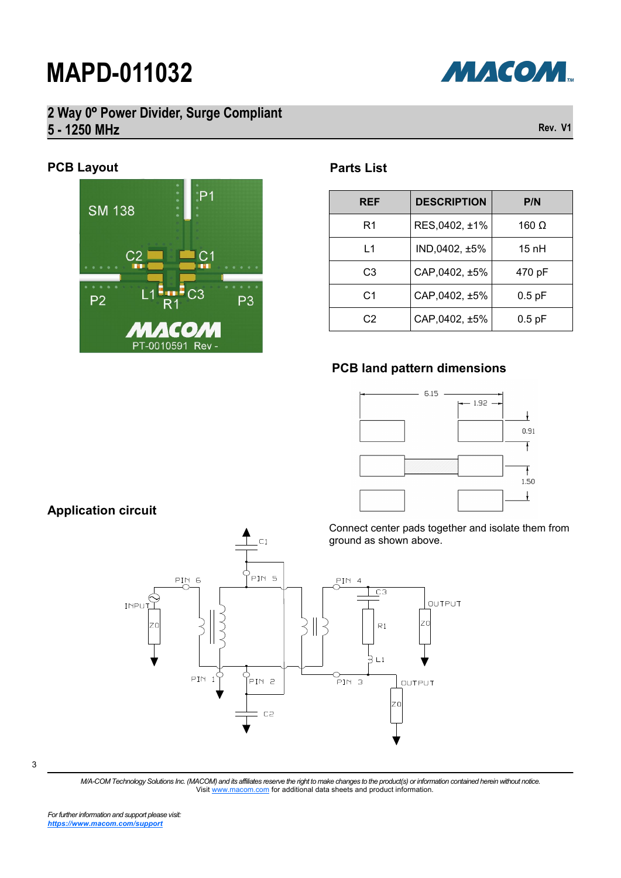# MAPD-011032

## 2 Way 0º Power Divider, Surge Compliant
## 5 - 1250 MHz

Rev. V1

### PCB Layout

### Parts List

| REF | DESCRIPTION | P/N |
|---|---|---|
| R1 | RES,0402, ±1% | 160 Ω |
| L1 | IND,0402, ±5% | 15 nH |
| C3 | CAP,0402, ±5% | 470 pF |
| C1 | CAP,0402, ±5% | 0.5 pF |
| C2 | CAP,0402, ±5% | 0.5 pF |

### PCB land pattern dimensions

Connect center pads together and isolate them from ground as shown above.

### Application circuit

*M/A-COM Technology Solutions Inc. (MACOM) and its affiliates reserve the right to make changes to the product(s) or information contained herein without notice.*
Visit www.macom.com for additional data sheets and product information.

*For further information and support please visit:*
***https://www.macom.com/support***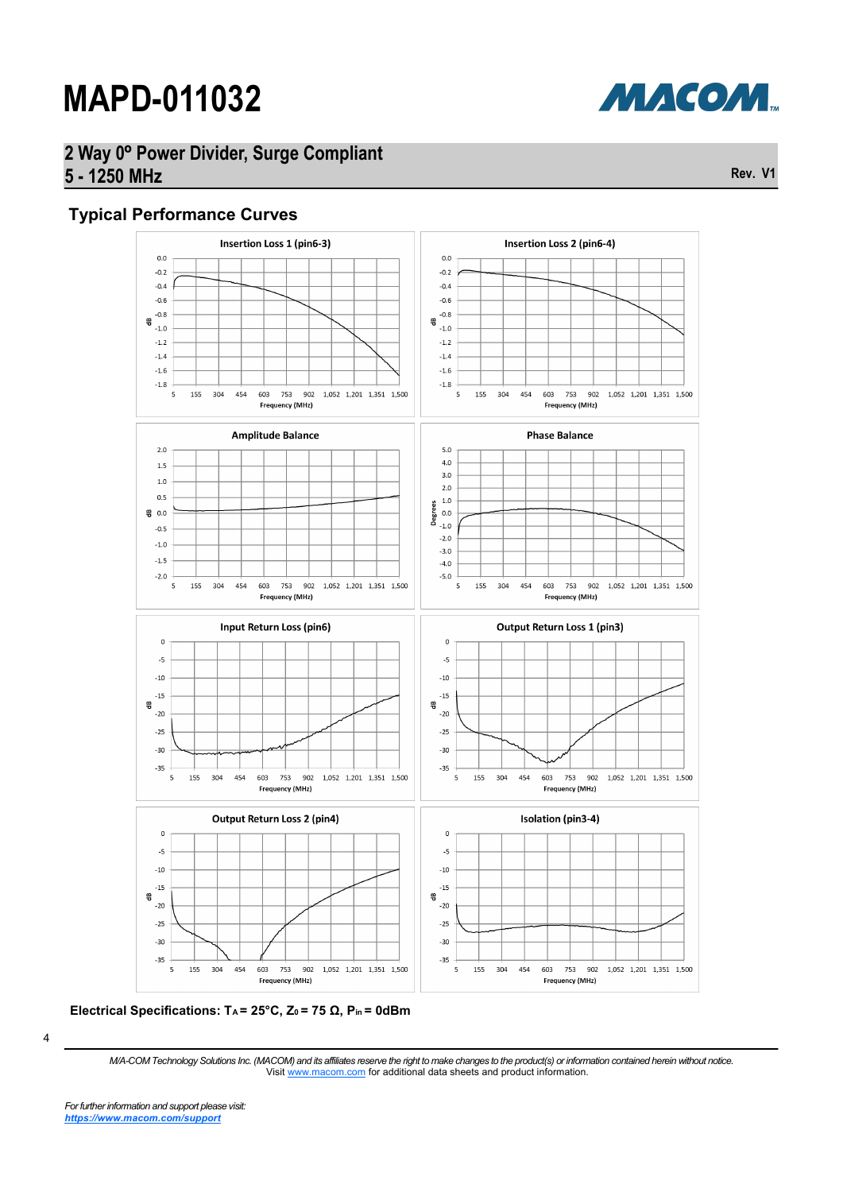# MAPD-011032

## 2 Way 0º Power Divider, Surge Compliant
## 5 - 1250 MHz

Rev. V1

## Typical Performance Curves

**Insertion Loss 1 (pin6-3)**

**Insertion Loss 2 (pin6-4)**

**Amplitude Balance**

**Phase Balance**

**Input Return Loss (pin6)**

**Output Return Loss 1 (pin3)**

**Output Return Loss 2 (pin4)**

**Isolation (pin3-4)**

**Electrical Specifications: $T_A$ = 25°C, $Z_0$ = 75 Ω, $P_{in}$ = 0dBm**

*M/A-COM Technology Solutions Inc. (MACOM) and its affiliates reserve the right to make changes to the product(s) or information contained herein without notice.*
Visit www.macom.com for additional data sheets and product information.

*For further information and support please visit:*
***https://www.macom.com/support***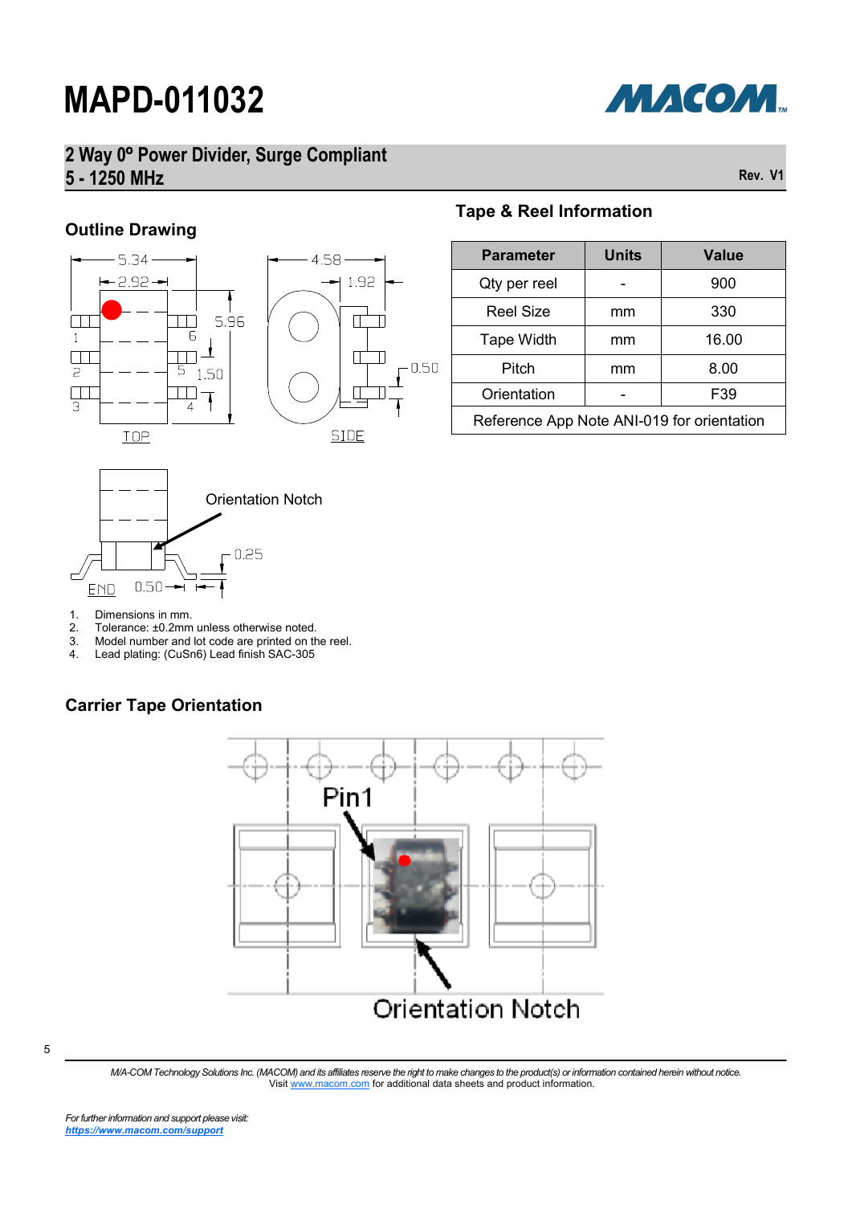# MAPD-011032

## 2 Way 0º Power Divider, Surge Compliant
## 5 - 1250 MHz

Rev. V1

### Outline Drawing

1. Dimensions in mm.
2. Tolerance: ±0.2mm unless otherwise noted.
3. Model number and lot code are printed on the reel.
4. Lead plating: (CuSn6) Lead finish SAC-305

### Tape & Reel Information

| Parameter | Units | Value |
|---|---|---|
| Qty per reel | - | 900 |
| Reel Size | mm | 330 |
| Tape Width | mm | 16.00 |
| Pitch | mm | 8.00 |
| Orientation | - | F39 |
| Reference App Note ANI-019 for orientation | | |

### Carrier Tape Orientation

*M/A-COM Technology Solutions Inc. (MACOM) and its affiliates reserve the right to make changes to the product(s) or information contained herein without notice.*
Visit www.macom.com for additional data sheets and product information.

*For further information and support please visit:*
***https://www.macom.com/support***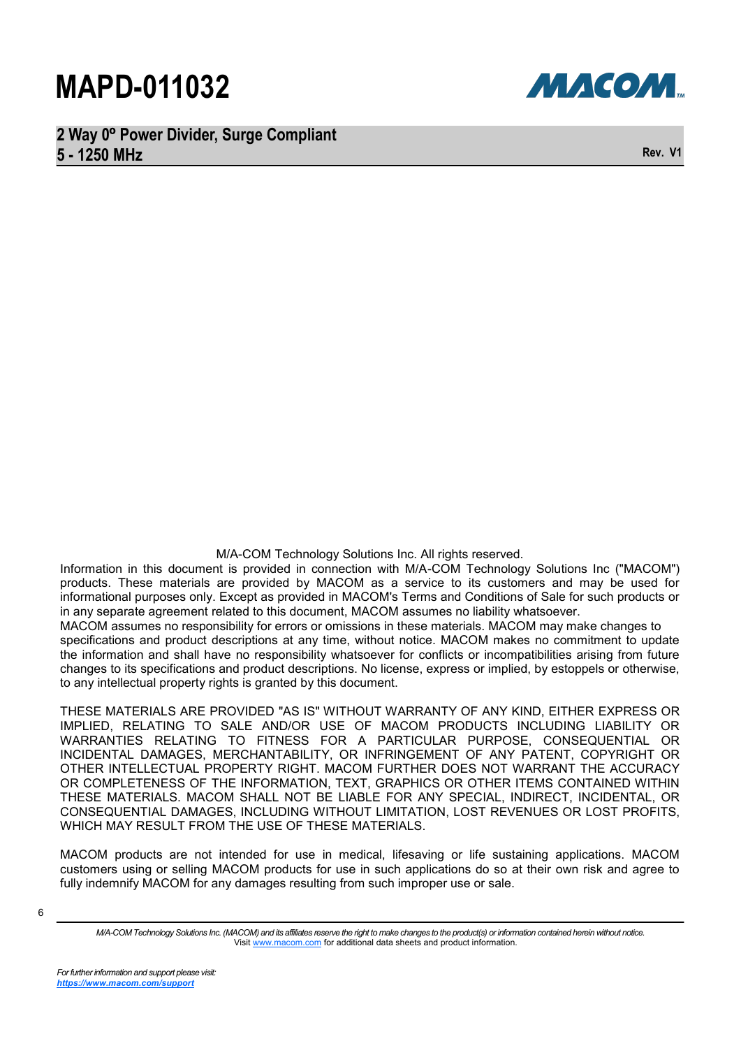M/A-COM Technology Solutions Inc. All rights reserved.

Information in this document is provided in connection with M/A-COM Technology Solutions Inc ("MACOM") products. These materials are provided by MACOM as a service to its customers and may be used for informational purposes only. Except as provided in MACOM's Terms and Conditions of Sale for such products or in any separate agreement related to this document, MACOM assumes no liability whatsoever.

MACOM assumes no responsibility for errors or omissions in these materials. MACOM may make changes to specifications and product descriptions at any time, without notice. MACOM makes no commitment to update the information and shall have no responsibility whatsoever for conflicts or incompatibilities arising from future changes to its specifications and product descriptions. No license, express or implied, by estoppels or otherwise, to any intellectual property rights is granted by this document.

THESE MATERIALS ARE PROVIDED "AS IS" WITHOUT WARRANTY OF ANY KIND, EITHER EXPRESS OR IMPLIED, RELATING TO SALE AND/OR USE OF MACOM PRODUCTS INCLUDING LIABILITY OR WARRANTIES RELATING TO FITNESS FOR A PARTICULAR PURPOSE, CONSEQUENTIAL OR INCIDENTAL DAMAGES, MERCHANTABILITY, OR INFRINGEMENT OF ANY PATENT, COPYRIGHT OR OTHER INTELLECTUAL PROPERTY RIGHT. MACOM FURTHER DOES NOT WARRANT THE ACCURACY OR COMPLETENESS OF THE INFORMATION, TEXT, GRAPHICS OR OTHER ITEMS CONTAINED WITHIN THESE MATERIALS. MACOM SHALL NOT BE LIABLE FOR ANY SPECIAL, INDIRECT, INCIDENTAL, OR CONSEQUENTIAL DAMAGES, INCLUDING WITHOUT LIMITATION, LOST REVENUES OR LOST PROFITS, WHICH MAY RESULT FROM THE USE OF THESE MATERIALS.

MACOM products are not intended for use in medical, lifesaving or life sustaining applications. MACOM customers using or selling MACOM products for use in such applications do so at their own risk and agree to fully indemnify MACOM for any damages resulting from such improper use or sale.